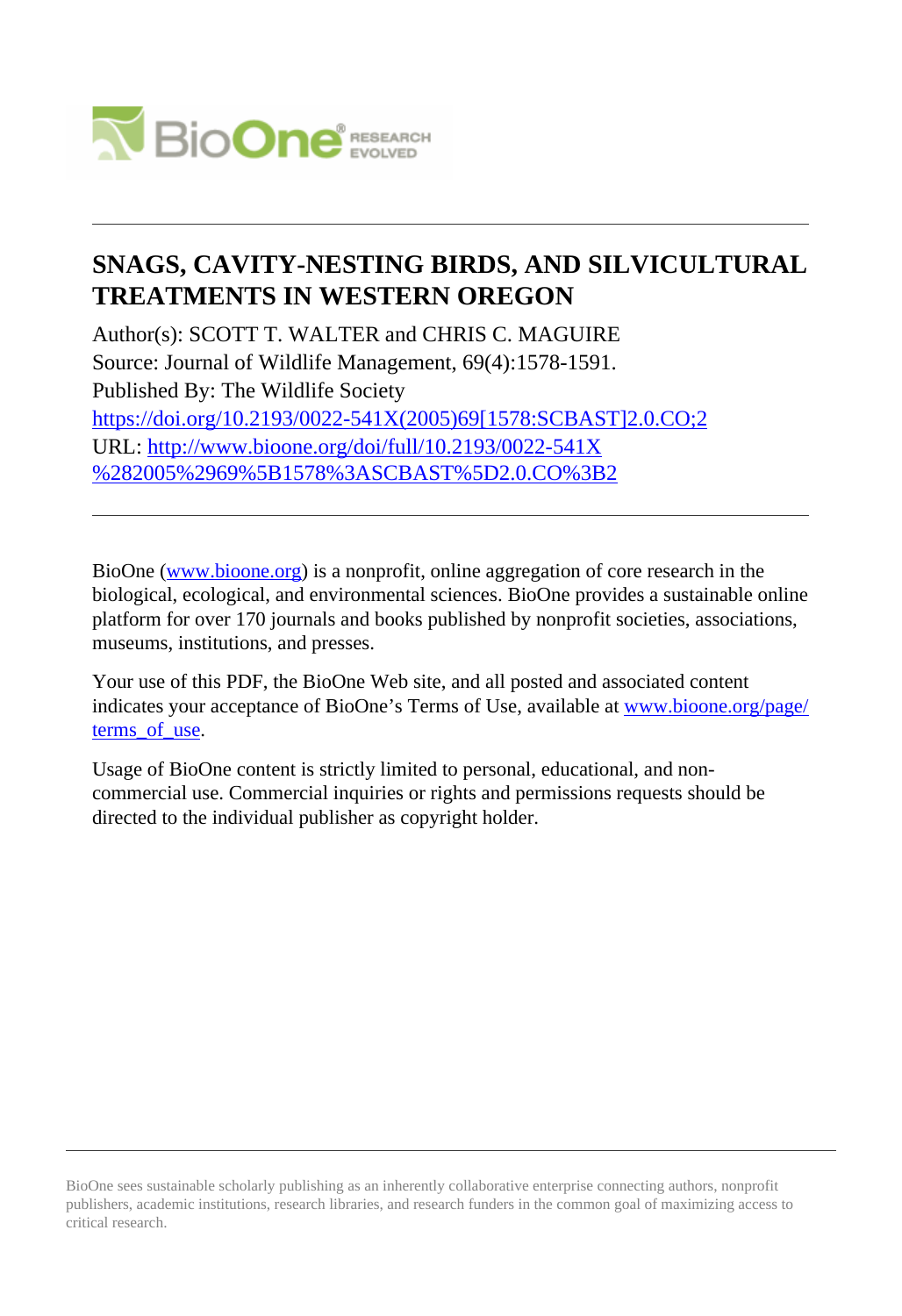# SNAGS, CAVITY-NESTING BIRDS, AND SILVICULTURAL TREATMENTS IN WESTERN OREGON

Author(s): SCOTT T. WALTER and CHRIS C. MAGUIRE

Source: Journal of Wildlife Management, 69(4):1578-1591.

Published By: The Wildlife Society

https://doi.org/10.2193/0022-541X(2005)69[1578:SCBAST]2.0.CO;2

URL: http://www.bioone.org/doi/full/10.2193/0022-541X%282005%2969%5B1578%3ASCBAST%5D2.0.CO%3B2

---

BioOne (www.bioone.org) is a nonprofit, online aggregation of core research in the biological, ecological, and environmental sciences. BioOne provides a sustainable online platform for over 170 journals and books published by nonprofit societies, associations, museums, institutions, and presses.

Your use of this PDF, the BioOne Web site, and all posted and associated content indicates your acceptance of BioOne's Terms of Use, available at www.bioone.org/page/terms_of_use.

Usage of BioOne content is strictly limited to personal, educational, and non-commercial use. Commercial inquiries or rights and permissions requests should be directed to the individual publisher as copyright holder.

---

BioOne sees sustainable scholarly publishing as an inherently collaborative enterprise connecting authors, nonprofit publishers, academic institutions, research libraries, and research funders in the common goal of maximizing access to critical research.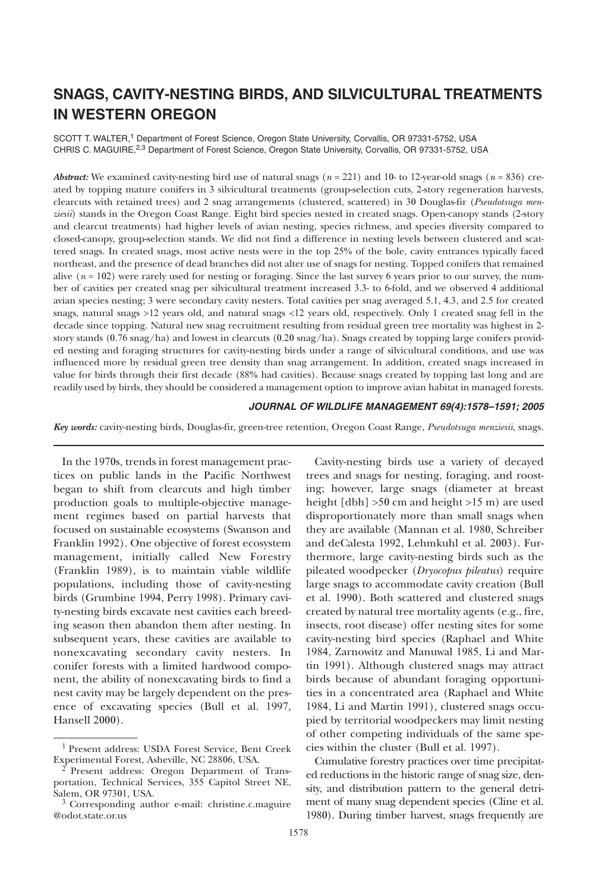# SNAGS, CAVITY-NESTING BIRDS, AND SILVICULTURAL TREATMENTS IN WESTERN OREGON

SCOTT T. WALTER,[1] Department of Forest Science, Oregon State University, Corvallis, OR 97331-5752, USA
CHRIS C. MAGUIRE,[2,3] Department of Forest Science, Oregon State University, Corvallis, OR 97331-5752, USA

***Abstract:*** We examined cavity-nesting bird use of natural snags ($n = 221$) and 10- to 12-year-old snags ($n = 836$) created by topping mature conifers in 3 silvicultural treatments (group-selection cuts, 2-story regeneration harvests, clearcuts with retained trees) and 2 snag arrangements (clustered, scattered) in 30 Douglas-fir (*Pseudotsuga menziesii*) stands in the Oregon Coast Range. Eight bird species nested in created snags. Open-canopy stands (2-story and clearcut treatments) had higher levels of avian nesting, species richness, and species diversity compared to closed-canopy, group-selection stands. We did not find a difference in nesting levels between clustered and scattered snags. In created snags, most active nests were in the top 25% of the bole, cavity entrances typically faced northeast, and the presence of dead branches did not alter use of snags for nesting. Topped conifers that remained alive ($n = 102$) were rarely used for nesting or foraging. Since the last survey 6 years prior to our survey, the number of cavities per created snag per silvicultural treatment increased 3.3- to 6-fold, and we observed 4 additional avian species nesting; 3 were secondary cavity nesters. Total cavities per snag averaged 5.1, 4.3, and 2.5 for created snags, natural snags >12 years old, and natural snags <12 years old, respectively. Only 1 created snag fell in the decade since topping. Natural new snag recruitment resulting from residual green tree mortality was highest in 2-story stands (0.76 snag/ha) and lowest in clearcuts (0.20 snag/ha). Snags created by topping large conifers provided nesting and foraging structures for cavity-nesting birds under a range of silvicultural conditions, and use was influenced more by residual green tree density than snag arrangement. In addition, created snags increased in value for birds through their first decade (88% had cavities). Because snags created by topping last long and are readily used by birds, they should be considered a management option to improve avian habitat in managed forests.

***JOURNAL OF WILDLIFE MANAGEMENT 69(4):1578–1591; 2005***

***Key words:*** cavity-nesting birds, Douglas-fir, green-tree retention, Oregon Coast Range, *Pseudotsuga menziesii*, snags.

In the 1970s, trends in forest management practices on public lands in the Pacific Northwest began to shift from clearcuts and high timber production goals to multiple-objective management regimes based on partial harvests that focused on sustainable ecosystems (Swanson and Franklin 1992). One objective of forest ecosystem management, initially called New Forestry (Franklin 1989), is to maintain viable wildlife populations, including those of cavity-nesting birds (Grumbine 1994, Perry 1998). Primary cavity-nesting birds excavate nest cavities each breeding season then abandon them after nesting. In subsequent years, these cavities are available to nonexcavating secondary cavity nesters. In conifer forests with a limited hardwood component, the ability of nonexcavating birds to find a nest cavity may be largely dependent on the presence of excavating species (Bull et al. 1997, Hansell 2000).

Cavity-nesting birds use a variety of decayed trees and snags for nesting, foraging, and roosting; however, large snags (diameter at breast height [dbh] >50 cm and height >15 m) are used disproportionately more than small snags when they are available (Mannan et al. 1980, Schreiber and deCalesta 1992, Lehmkuhl et al. 2003). Furthermore, large cavity-nesting birds such as the pileated woodpecker (*Dryocopus pileatus*) require large snags to accommodate cavity creation (Bull et al. 1990). Both scattered and clustered snags created by natural tree mortality agents (e.g., fire, insects, root disease) offer nesting sites for some cavity-nesting bird species (Raphael and White 1984, Zarnowitz and Manuwal 1985, Li and Martin 1991). Although clustered snags may attract birds because of abundant foraging opportunities in a concentrated area (Raphael and White 1984, Li and Martin 1991), clustered snags occupied by territorial woodpeckers may limit nesting of other competing individuals of the same species within the cluster (Bull et al. 1997).

Cumulative forestry practices over time precipitated reductions in the historic range of snag size, density, and distribution pattern to the general detriment of many snag dependent species (Cline et al. 1980). During timber harvest, snags frequently are

---

[1] Present address: USDA Forest Service, Bent Creek Experimental Forest, Asheville, NC 28806, USA.

[2] Present address: Oregon Department of Transportation, Technical Services, 355 Capitol Street NE, Salem, OR 97301, USA.

[3] Corresponding author e-mail: christine.c.maguire@odot.state.or.us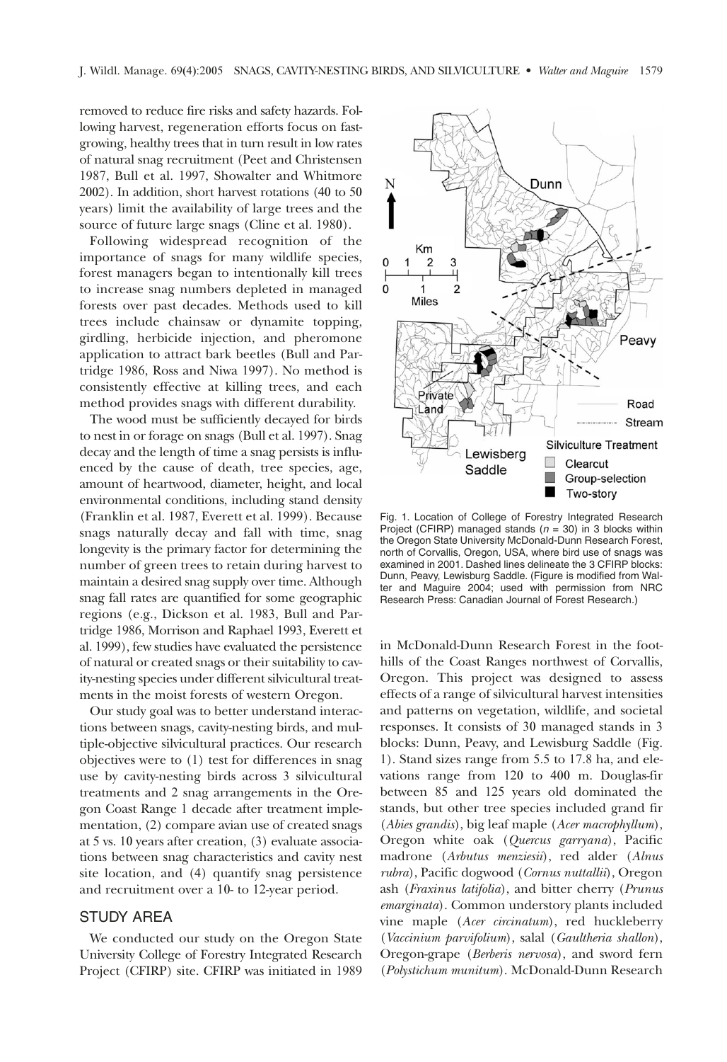removed to reduce fire risks and safety hazards. Following harvest, regeneration efforts focus on fast-growing, healthy trees that in turn result in low rates of natural snag recruitment (Peet and Christensen 1987, Bull et al. 1997, Showalter and Whitmore 2002). In addition, short harvest rotations (40 to 50 years) limit the availability of large trees and the source of future large snags (Cline et al. 1980).

Following widespread recognition of the importance of snags for many wildlife species, forest managers began to intentionally kill trees to increase snag numbers depleted in managed forests over past decades. Methods used to kill trees include chainsaw or dynamite topping, girdling, herbicide injection, and pheromone application to attract bark beetles (Bull and Partridge 1986, Ross and Niwa 1997). No method is consistently effective at killing trees, and each method provides snags with different durability.

The wood must be sufficiently decayed for birds to nest in or forage on snags (Bull et al. 1997). Snag decay and the length of time a snag persists is influenced by the cause of death, tree species, age, amount of heartwood, diameter, height, and local environmental conditions, including stand density (Franklin et al. 1987, Everett et al. 1999). Because snags naturally decay and fall with time, snag longevity is the primary factor for determining the number of green trees to retain during harvest to maintain a desired snag supply over time. Although snag fall rates are quantified for some geographic regions (e.g., Dickson et al. 1983, Bull and Partridge 1986, Morrison and Raphael 1993, Everett et al. 1999), few studies have evaluated the persistence of natural or created snags or their suitability to cavity-nesting species under different silvicultural treatments in the moist forests of western Oregon.

Our study goal was to better understand interactions between snags, cavity-nesting birds, and multiple-objective silvicultural practices. Our research objectives were to (1) test for differences in snag use by cavity-nesting birds across 3 silvicultural treatments and 2 snag arrangements in the Oregon Coast Range 1 decade after treatment implementation, (2) compare avian use of created snags at 5 vs. 10 years after creation, (3) evaluate associations between snag characteristics and cavity nest site location, and (4) quantify snag persistence and recruitment over a 10- to 12-year period.

## STUDY AREA

We conducted our study on the Oregon State University College of Forestry Integrated Research Project (CFIRP) site. CFIRP was initiated in 1989 in McDonald-Dunn Research Forest in the foothills of the Coast Ranges northwest of Corvallis, Oregon. This project was designed to assess effects of a range of silvicultural harvest intensities and patterns on vegetation, wildlife, and societal responses. It consists of 30 managed stands in 3 blocks: Dunn, Peavy, and Lewisburg Saddle (Fig. 1). Stand sizes range from 5.5 to 17.8 ha, and elevations range from 120 to 400 m. Douglas-fir between 85 and 125 years old dominated the stands, but other tree species included grand fir (*Abies grandis*), big leaf maple (*Acer macrophyllum*), Oregon white oak (*Quercus garryana*), Pacific madrone (*Arbutus menziesii*), red alder (*Alnus rubra*), Pacific dogwood (*Cornus nuttallii*), Oregon ash (*Fraxinus latifolia*), and bitter cherry (*Prunus emarginata*). Common understory plants included vine maple (*Acer circinatum*), red huckleberry (*Vaccinium parvifolium*), salal (*Gaultheria shallon*), Oregon-grape (*Berberis nervosa*), and sword fern (*Polystichum munitum*). McDonald-Dunn Research

Fig. 1. Location of College of Forestry Integrated Research Project (CFIRP) managed stands ($n$ = 30) in 3 blocks within the Oregon State University McDonald-Dunn Research Forest, north of Corvallis, Oregon, USA, where bird use of snags was examined in 2001. Dashed lines delineate the 3 CFIRP blocks: Dunn, Peavy, Lewisburg Saddle. (Figure is modified from Walter and Maguire 2004; used with permission from NRC Research Press: Canadian Journal of Forest Research.)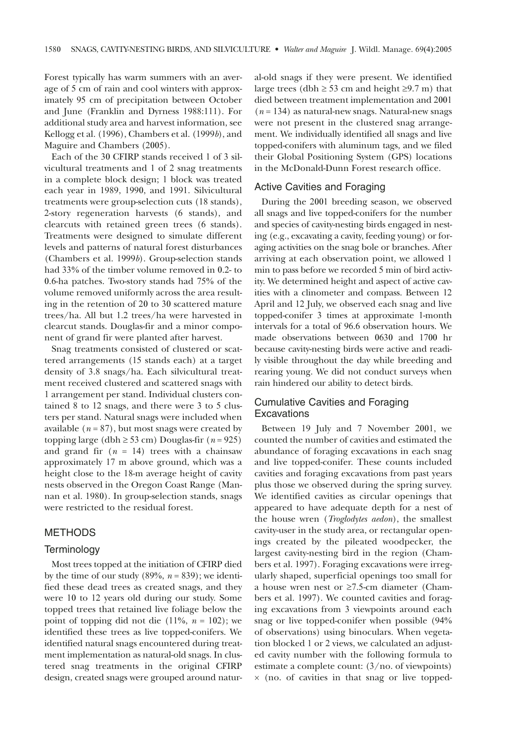Forest typically has warm summers with an average of 5 cm of rain and cool winters with approximately 95 cm of precipitation between October and June (Franklin and Dyrness 1988:111). For additional study area and harvest information, see Kellogg et al. (1996), Chambers et al. (1999*b*), and Maguire and Chambers (2005).

Each of the 30 CFIRP stands received 1 of 3 silvicultural treatments and 1 of 2 snag treatments in a complete block design; 1 block was treated each year in 1989, 1990, and 1991. Silvicultural treatments were group-selection cuts (18 stands), 2-story regeneration harvests (6 stands), and clearcuts with retained green trees (6 stands). Treatments were designed to simulate different levels and patterns of natural forest disturbances (Chambers et al. 1999*b*). Group-selection stands had 33% of the timber volume removed in 0.2- to 0.6-ha patches. Two-story stands had 75% of the volume removed uniformly across the area resulting in the retention of 20 to 30 scattered mature trees/ha. All but 1.2 trees/ha were harvested in clearcut stands. Douglas-fir and a minor component of grand fir were planted after harvest.

Snag treatments consisted of clustered or scattered arrangements (15 stands each) at a target density of 3.8 snags/ha. Each silvicultural treatment received clustered and scattered snags with 1 arrangement per stand. Individual clusters contained 8 to 12 snags, and there were 3 to 5 clusters per stand. Natural snags were included when available ($n = 87$), but most snags were created by topping large (dbh ≥ 53 cm) Douglas-fir ($n = 925$) and grand fir ($n = 14$) trees with a chainsaw approximately 17 m above ground, which was a height close to the 18-m average height of cavity nests observed in the Oregon Coast Range (Mannan et al. 1980). In group-selection stands, snags were restricted to the residual forest.

## METHODS

### Terminology

Most trees topped at the initiation of CFIRP died by the time of our study (89%, $n = 839$); we identified these dead trees as created snags, and they were 10 to 12 years old during our study. Some topped trees that retained live foliage below the point of topping did not die (11%, $n = 102$); we identified these trees as live topped-conifers. We identified natural snags encountered during treatment implementation as natural-old snags. In clustered snag treatments in the original CFIRP design, created snags were grouped around natural-old snags if they were present. We identified large trees (dbh ≥ 53 cm and height ≥9.7 m) that died between treatment implementation and 2001 ($n = 134$) as natural-new snags. Natural-new snags were not present in the clustered snag arrangement. We individually identified all snags and live topped-conifers with aluminum tags, and we filed their Global Positioning System (GPS) locations in the McDonald-Dunn Forest research office.

### Active Cavities and Foraging

During the 2001 breeding season, we observed all snags and live topped-conifers for the number and species of cavity-nesting birds engaged in nesting (e.g., excavating a cavity, feeding young) or foraging activities on the snag bole or branches. After arriving at each observation point, we allowed 1 min to pass before we recorded 5 min of bird activity. We determined height and aspect of active cavities with a clinometer and compass. Between 12 April and 12 July, we observed each snag and live topped-conifer 3 times at approximate 1-month intervals for a total of 96.6 observation hours. We made observations between 0630 and 1700 hr because cavity-nesting birds were active and readily visible throughout the day while breeding and rearing young. We did not conduct surveys when rain hindered our ability to detect birds.

### Cumulative Cavities and Foraging Excavations

Between 19 July and 7 November 2001, we counted the number of cavities and estimated the abundance of foraging excavations in each snag and live topped-conifer. These counts included cavities and foraging excavations from past years plus those we observed during the spring survey. We identified cavities as circular openings that appeared to have adequate depth for a nest of the house wren (*Troglodytes aedon*), the smallest cavity-user in the study area, or rectangular openings created by the pileated woodpecker, the largest cavity-nesting bird in the region (Chambers et al. 1997). Foraging excavations were irregularly shaped, superficial openings too small for a house wren nest or ≥7.5-cm diameter (Chambers et al. 1997). We counted cavities and foraging excavations from 3 viewpoints around each snag or live topped-conifer when possible (94% of observations) using binoculars. When vegetation blocked 1 or 2 views, we calculated an adjusted cavity number with the following formula to estimate a complete count: (3/no. of viewpoints) × (no. of cavities in that snag or live topped-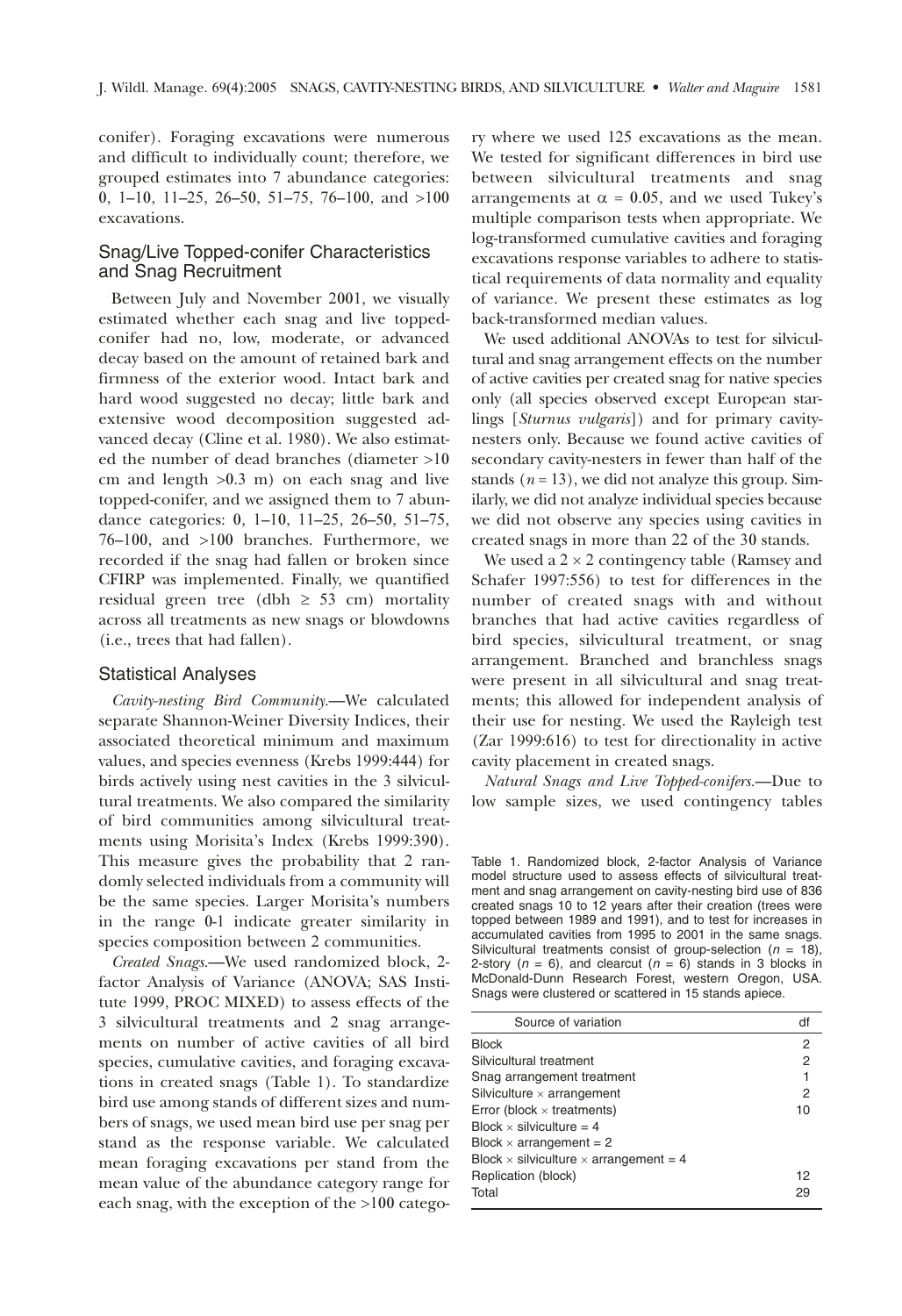conifer). Foraging excavations were numerous and difficult to individually count; therefore, we grouped estimates into 7 abundance categories: 0, 1–10, 11–25, 26–50, 51–75, 76–100, and >100 excavations.

## Snag/Live Topped-conifer Characteristics and Snag Recruitment

Between July and November 2001, we visually estimated whether each snag and live topped-conifer had no, low, moderate, or advanced decay based on the amount of retained bark and firmness of the exterior wood. Intact bark and hard wood suggested no decay; little bark and extensive wood decomposition suggested advanced decay (Cline et al. 1980). We also estimated the number of dead branches (diameter >10 cm and length >0.3 m) on each snag and live topped-conifer, and we assigned them to 7 abundance categories: 0, 1–10, 11–25, 26–50, 51–75, 76–100, and >100 branches. Furthermore, we recorded if the snag had fallen or broken since CFIRP was implemented. Finally, we quantified residual green tree (dbh ≥ 53 cm) mortality across all treatments as new snags or blowdowns (i.e., trees that had fallen).

## Statistical Analyses

*Cavity-nesting Bird Community*.—We calculated separate Shannon-Weiner Diversity Indices, their associated theoretical minimum and maximum values, and species evenness (Krebs 1999:444) for birds actively using nest cavities in the 3 silvicultural treatments. We also compared the similarity of bird communities among silvicultural treatments using Morisita's Index (Krebs 1999:390). This measure gives the probability that 2 randomly selected individuals from a community will be the same species. Larger Morisita's numbers in the range 0-1 indicate greater similarity in species composition between 2 communities.

*Created Snags*.—We used randomized block, 2-factor Analysis of Variance (ANOVA; SAS Institute 1999, PROC MIXED) to assess effects of the 3 silvicultural treatments and 2 snag arrangements on number of active cavities of all bird species, cumulative cavities, and foraging excavations in created snags (Table 1). To standardize bird use among stands of different sizes and numbers of snags, we used mean bird use per snag per stand as the response variable. We calculated mean foraging excavations per stand from the mean value of the abundance category range for each snag, with the exception of the >100 category where we used 125 excavations as the mean. We tested for significant differences in bird use between silvicultural treatments and snag arrangements at $\alpha = 0.05$, and we used Tukey's multiple comparison tests when appropriate. We log-transformed cumulative cavities and foraging excavations response variables to adhere to statistical requirements of data normality and equality of variance. We present these estimates as log back-transformed median values.

We used additional ANOVAs to test for silvicultural and snag arrangement effects on the number of active cavities per created snag for native species only (all species observed except European starlings [*Sturnus vulgaris*]) and for primary cavity-nesters only. Because we found active cavities of secondary cavity-nesters in fewer than half of the stands ($n = 13$), we did not analyze this group. Similarly, we did not analyze individual species because we did not observe any species using cavities in created snags in more than 22 of the 30 stands.

We used a 2 × 2 contingency table (Ramsey and Schafer 1997:556) to test for differences in the number of created snags with and without branches that had active cavities regardless of bird species, silvicultural treatment, or snag arrangement. Branched and branchless snags were present in all silvicultural and snag treatments; this allowed for independent analysis of their use for nesting. We used the Rayleigh test (Zar 1999:616) to test for directionality in active cavity placement in created snags.

*Natural Snags and Live Topped-conifers*.—Due to low sample sizes, we used contingency tables

Table 1. Randomized block, 2-factor Analysis of Variance model structure used to assess effects of silvicultural treatment and snag arrangement on cavity-nesting bird use of 836 created snags 10 to 12 years after their creation (trees were topped between 1989 and 1991), and to test for increases in accumulated cavities from 1995 to 2001 in the same snags. Silvicultural treatments consist of group-selection ($n = 18$), 2-story ($n = 6$), and clearcut ($n = 6$) stands in 3 blocks in McDonald-Dunn Research Forest, western Oregon, USA. Snags were clustered or scattered in 15 stands apiece.

| Source of variation | df |
|---|---|
| Block | 2 |
| Silvicultural treatment | 2 |
| Snag arrangement treatment | 1 |
| Silviculture × arrangement | 2 |
| Error (block × treatments) | 10 |
| Block × silviculture = 4 | |
| Block × arrangement = 2 | |
| Block × silviculture × arrangement = 4 | |
| Replication (block) | 12 |
| Total | 29 |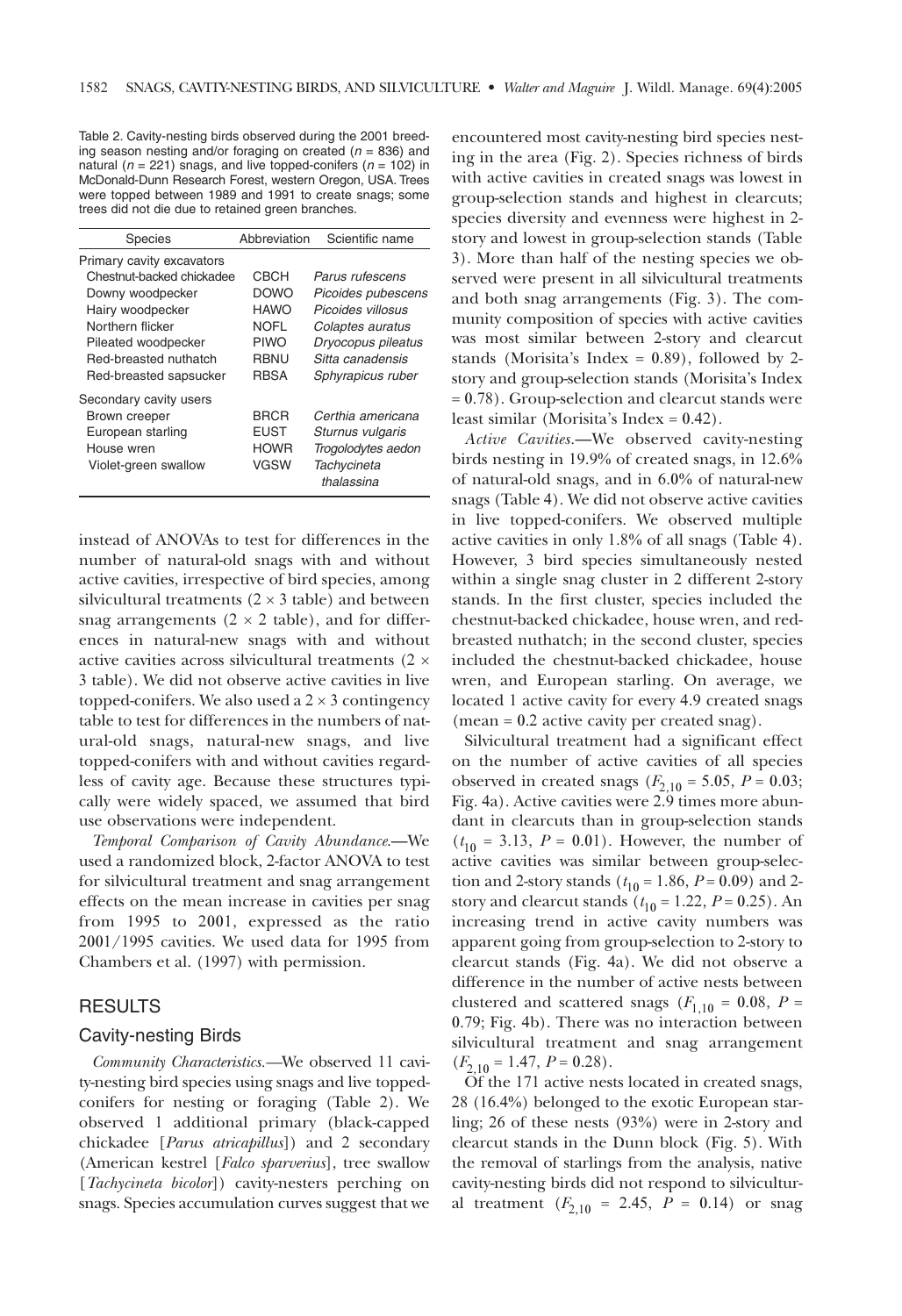Table 2. Cavity-nesting birds observed during the 2001 breeding season nesting and/or foraging on created ($n$ = 836) and natural ($n$ = 221) snags, and live topped-conifers ($n$ = 102) in McDonald-Dunn Research Forest, western Oregon, USA. Trees were topped between 1989 and 1991 to create snags; some trees did not die due to retained green branches.

| Species | Abbreviation | Scientific name |
|---|---|---|
| Primary cavity excavators | | |
| Chestnut-backed chickadee | CBCH | *Parus rufescens* |
| Downy woodpecker | DOWO | *Picoides pubescens* |
| Hairy woodpecker | HAWO | *Picoides villosus* |
| Northern flicker | NOFL | *Colaptes auratus* |
| Pileated woodpecker | PIWO | *Dryocopus pileatus* |
| Red-breasted nuthatch | RBNU | *Sitta canadensis* |
| Red-breasted sapsucker | RBSA | *Sphyrapicus ruber* |
| Secondary cavity users | | |
| Brown creeper | BRCR | *Certhia americana* |
| European starling | EUST | *Sturnus vulgaris* |
| House wren | HOWR | *Trogolodytes aedon* |
| Violet-green swallow | VGSW | *Tachycineta thalassina* |

instead of ANOVAs to test for differences in the number of natural-old snags with and without active cavities, irrespective of bird species, among silvicultural treatments (2 × 3 table) and between snag arrangements (2 × 2 table), and for differences in natural-new snags with and without active cavities across silvicultural treatments (2 × 3 table). We did not observe active cavities in live topped-conifers. We also used a 2 × 3 contingency table to test for differences in the numbers of natural-old snags, natural-new snags, and live topped-conifers with and without cavities regardless of cavity age. Because these structures typically were widely spaced, we assumed that bird use observations were independent.

*Temporal Comparison of Cavity Abundance.*—We used a randomized block, 2-factor ANOVA to test for silvicultural treatment and snag arrangement effects on the mean increase in cavities per snag from 1995 to 2001, expressed as the ratio 2001/1995 cavities. We used data for 1995 from Chambers et al. (1997) with permission.

## RESULTS

### Cavity-nesting Birds

*Community Characteristics.*—We observed 11 cavity-nesting bird species using snags and live topped-conifers for nesting or foraging (Table 2). We observed 1 additional primary (black-capped chickadee [*Parus atricapillus*]) and 2 secondary (American kestrel [*Falco sparverius*], tree swallow [*Tachycineta bicolor*]) cavity-nesters perching on snags. Species accumulation curves suggest that we encountered most cavity-nesting bird species nesting in the area (Fig. 2). Species richness of birds with active cavities in created snags was lowest in group-selection stands and highest in clearcuts; species diversity and evenness were highest in 2-story and lowest in group-selection stands (Table 3). More than half of the nesting species we observed were present in all silvicultural treatments and both snag arrangements (Fig. 3). The community composition of species with active cavities was most similar between 2-story and clearcut stands (Morisita's Index = 0.89), followed by 2-story and group-selection stands (Morisita's Index = 0.78). Group-selection and clearcut stands were least similar (Morisita's Index = 0.42).

*Active Cavities.*—We observed cavity-nesting birds nesting in 19.9% of created snags, in 12.6% of natural-old snags, and in 6.0% of natural-new snags (Table 4). We did not observe active cavities in live topped-conifers. We observed multiple active cavities in only 1.8% of all snags (Table 4). However, 3 bird species simultaneously nested within a single snag cluster in 2 different 2-story stands. In the first cluster, species included the chestnut-backed chickadee, house wren, and red-breasted nuthatch; in the second cluster, species included the chestnut-backed chickadee, house wren, and European starling. On average, we located 1 active cavity for every 4.9 created snags (mean = 0.2 active cavity per created snag).

Silvicultural treatment had a significant effect on the number of active cavities of all species observed in created snags ($F_{2,10}$ = 5.05, $P$ = 0.03; Fig. 4a). Active cavities were 2.9 times more abundant in clearcuts than in group-selection stands ($t_{10}$ = 3.13, $P$ = 0.01). However, the number of active cavities was similar between group-selection and 2-story stands ($t_{10}$ = 1.86, $P$ = 0.09) and 2-story and clearcut stands ($t_{10}$ = 1.22, $P$ = 0.25). An increasing trend in active cavity numbers was apparent going from group-selection to 2-story to clearcut stands (Fig. 4a). We did not observe a difference in the number of active nests between clustered and scattered snags ($F_{1,10}$ = 0.08, $P$ = 0.79; Fig. 4b). There was no interaction between silvicultural treatment and snag arrangement ($F_{2,10}$ = 1.47, $P$ = 0.28).

Of the 171 active nests located in created snags, 28 (16.4%) belonged to the exotic European starling; 26 of these nests (93%) were in 2-story and clearcut stands in the Dunn block (Fig. 5). With the removal of starlings from the analysis, native cavity-nesting birds did not respond to silvicultural treatment ($F_{2,10}$ = 2.45, $P$ = 0.14) or snag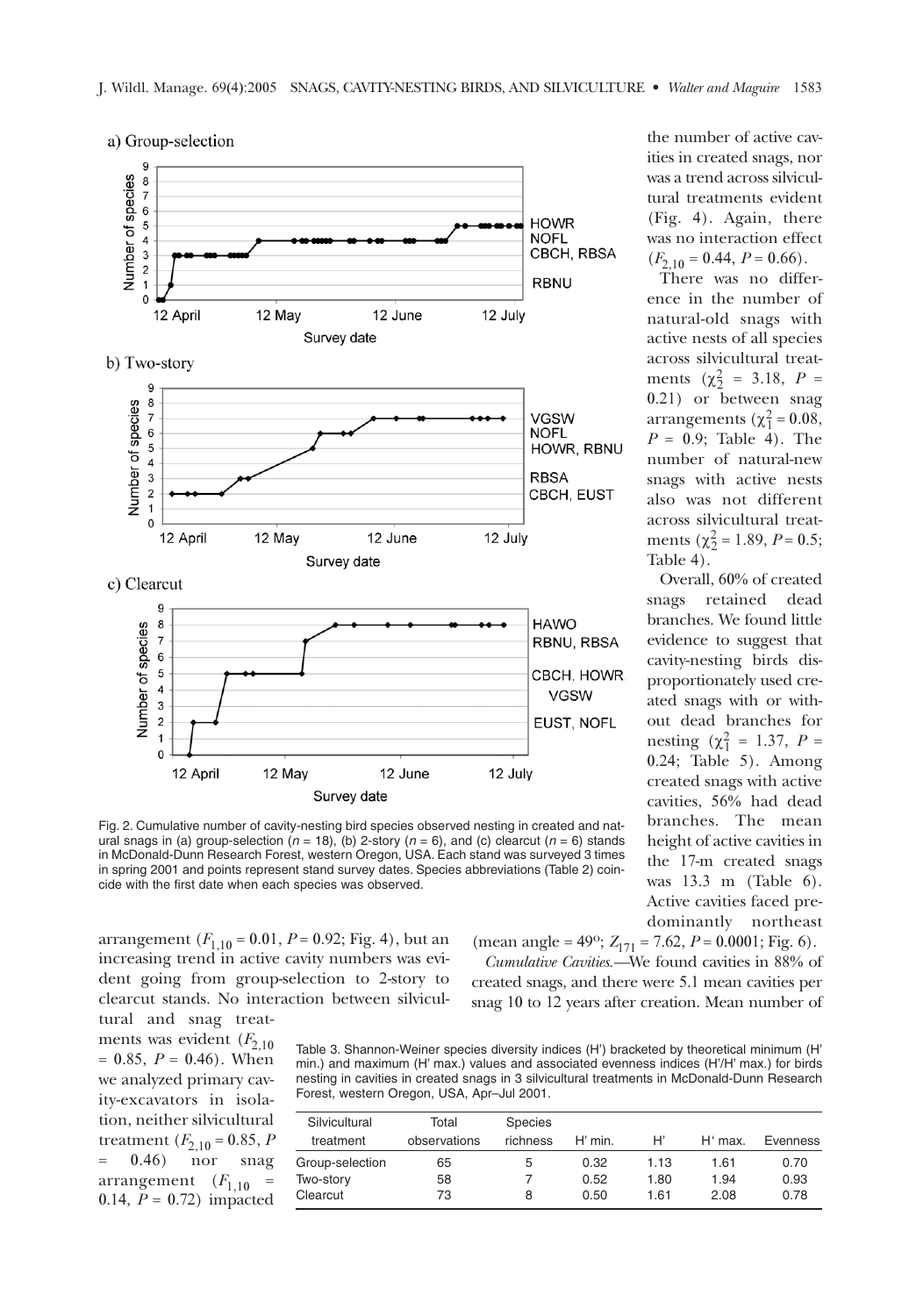Fig. 2. Cumulative number of cavity-nesting bird species observed nesting in created and natural snags in (a) group-selection ($n$ = 18), (b) 2-story ($n$ = 6), and (c) clearcut ($n$ = 6) stands in McDonald-Dunn Research Forest, western Oregon, USA. Each stand was surveyed 3 times in spring 2001 and points represent stand survey dates. Species abbreviations (Table 2) coincide with the first date when each species was observed.

the number of active cavities in created snags, nor was a trend across silvicultural treatments evident (Fig. 4). Again, there was no interaction effect ($F_{2,10}$ = 0.44, $P$ = 0.66).

There was no difference in the number of natural-old snags with active nests of all species across silvicultural treatments ($\chi^2_2$ = 3.18, $P$ = 0.21) or between snag arrangements ($\chi^2_1$ = 0.08, $P$ = 0.9; Table 4). The number of natural-new snags with active nests also was not different across silvicultural treatments ($\chi^2_2$ = 1.89, $P$ = 0.5; Table 4).

Overall, 60% of created snags retained dead branches. We found little evidence to suggest that cavity-nesting birds disproportionately used created snags with or without dead branches for nesting ($\chi^2_1$ = 1.37, $P$ = 0.24; Table 5). Among created snags with active cavities, 56% had dead branches. The mean height of active cavities in the 17-m created snags was 13.3 m (Table 6). Active cavities faced predominantly northeast (mean angle = 49°; $Z_{171}$ = 7.62, $P$ = 0.0001; Fig. 6).

arrangement ($F_{1,10}$ = 0.01, $P$ = 0.92; Fig. 4), but an increasing trend in active cavity numbers was evident going from group-selection to 2-story to clearcut stands. No interaction between silvicultural and snag treatments was evident ($F_{2,10}$ = 0.85, $P$ = 0.46). When we analyzed primary cavity-excavators in isolation, neither silvicultural treatment ($F_{2,10}$ = 0.85, $P$ = 0.46) nor snag arrangement ($F_{1,10}$ = 0.14, $P$ = 0.72) impacted

*Cumulative Cavities.*—We found cavities in 88% of created snags, and there were 5.1 mean cavities per snag 10 to 12 years after creation. Mean number of

Table 3. Shannon-Weiner species diversity indices (H') bracketed by theoretical minimum (H' min.) and maximum (H' max.) values and associated evenness indices (H'/H' max.) for birds nesting in cavities in created snags in 3 silvicultural treatments in McDonald-Dunn Research Forest, western Oregon, USA, Apr–Jul 2001.

| Silvicultural treatment | Total observations | Species richness | H' min. | H' | H' max. | Evenness |
|---|---|---|---|---|---|---|
| Group-selection | 65 | 5 | 0.32 | 1.13 | 1.61 | 0.70 |
| Two-story | 58 | 7 | 0.52 | 1.80 | 1.94 | 0.93 |
| Clearcut | 73 | 8 | 0.50 | 1.61 | 2.08 | 0.78 |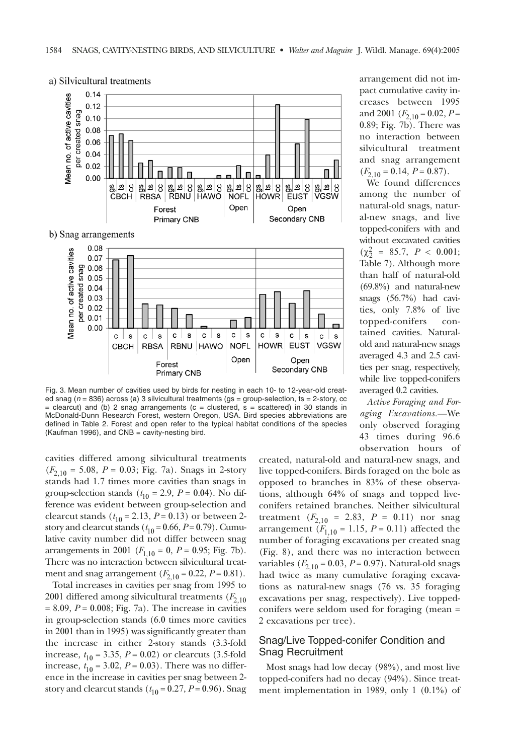Fig. 3. Mean number of cavities used by birds for nesting in each 10- to 12-year-old created snag ($n$ = 836) across (a) 3 silvicultural treatments (gs = group-selection, ts = 2-story, cc = clearcut) and (b) 2 snag arrangements (c = clustered, s = scattered) in 30 stands in McDonald-Dunn Research Forest, western Oregon, USA. Bird species abbreviations are defined in Table 2. Forest and open refer to the typical habitat conditions of the species (Kaufman 1996), and CNB = cavity-nesting bird.

cavities differed among silvicultural treatments ($F_{2,10}$ = 5.08, $P$ = 0.03; Fig. 7a). Snags in 2-story stands had 1.7 times more cavities than snags in group-selection stands ($t_{10}$ = 2.9, $P$ = 0.04). No difference was evident between group-selection and clearcut stands ($t_{10}$ = 2.13, $P$ = 0.13) or between 2-story and clearcut stands ($t_{10}$ = 0.66, $P$ = 0.79). Cumulative cavity number did not differ between snag arrangements in 2001 ($F_{1,10}$ = 0, $P$ = 0.95; Fig. 7b). There was no interaction between silvicultural treatment and snag arrangement ($F_{2,10}$ = 0.22, $P$ = 0.81).

Total increases in cavities per snag from 1995 to 2001 differed among silvicultural treatments ($F_{2,10}$ = 8.09, $P$ = 0.008; Fig. 7a). The increase in cavities in group-selection stands (6.0 times more cavities in 2001 than in 1995) was significantly greater than the increase in either 2-story stands (3.3-fold increase, $t_{10}$ = 3.35, $P$ = 0.02) or clearcuts (3.5-fold increase, $t_{10}$ = 3.02, $P$ = 0.03). There was no difference in the increase in cavities per snag between 2-story and clearcut stands ($t_{10}$ = 0.27, $P$ = 0.96). Snag arrangement did not impact cumulative cavity increases between 1995 and 2001 ($F_{2,10}$ = 0.02, $P$ = 0.89; Fig. 7b). There was no interaction between silvicultural treatment and snag arrangement ($F_{2,10}$ = 0.14, $P$ = 0.87).

We found differences among the number of natural-old snags, natural-new snags, and live topped-conifers with and without excavated cavities ($\chi^2_2$ = 85.7, $P$ < 0.001; Table 7). Although more than half of natural-old (69.8%) and natural-new snags (56.7%) had cavities, only 7.8% of live topped-conifers contained cavities. Natural-old and natural-new snags averaged 4.3 and 2.5 cavities per snag, respectively, while live topped-conifers averaged 0.2 cavities.

*Active Foraging and Foraging Excavations.*—We only observed foraging 43 times during 96.6 observation hours of created, natural-old and natural-new snags, and live topped-conifers. Birds foraged on the bole as opposed to branches in 83% of these observations, although 64% of snags and topped live-conifers retained branches. Neither silvicultural treatment ($F_{2,10}$ = 2.83, $P$ = 0.11) nor snag arrangement ($F_{1,10}$ = 1.15, $P$ = 0.11) affected the number of foraging excavations per created snag (Fig. 8), and there was no interaction between variables ($F_{2,10}$ = 0.03, $P$ = 0.97). Natural-old snags had twice as many cumulative foraging excavations as natural-new snags (76 vs. 35 foraging excavations per snag, respectively). Live topped-conifers were seldom used for foraging (mean = 2 excavations per tree).

## Snag/Live Topped-conifer Condition and Snag Recruitment

Most snags had low decay (98%), and most live topped-conifers had no decay (94%). Since treatment implementation in 1989, only 1 (0.1%) of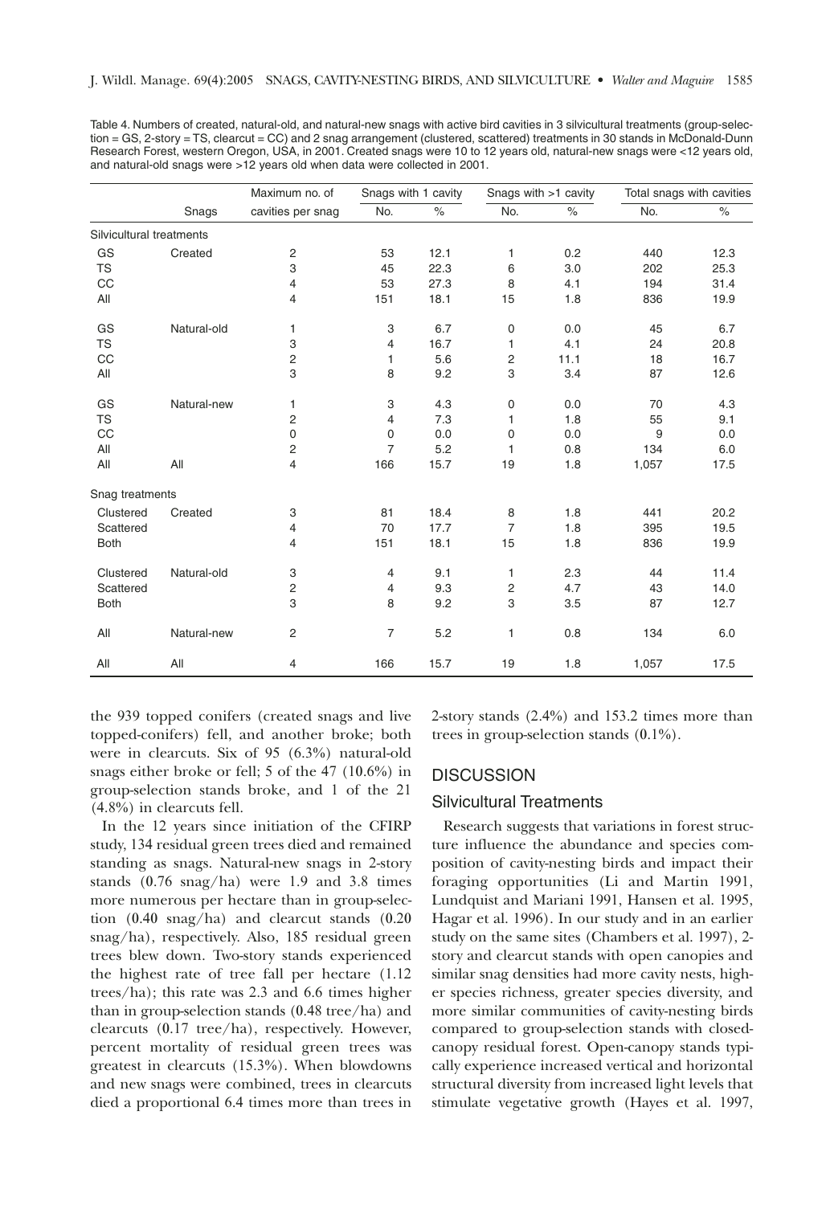Table 4. Numbers of created, natural-old, and natural-new snags with active bird cavities in 3 silvicultural treatments (group-selection = GS, 2-story = TS, clearcut = CC) and 2 snag arrangement (clustered, scattered) treatments in 30 stands in McDonald-Dunn Research Forest, western Oregon, USA, in 2001. Created snags were 10 to 12 years old, natural-new snags were <12 years old, and natural-old snags were >12 years old when data were collected in 2001.

| | Snags | Maximum no. of cavities per snag | Snags with 1 cavity | | Snags with >1 cavity | | Total snags with cavities | |
|---|---|---|---|---|---|---|---|---|
| | | | No. | % | No. | % | No. | % |
| Silvicultural treatments | | | | | | | | |
| GS | Created | 2 | 53 | 12.1 | 1 | 0.2 | 440 | 12.3 |
| TS | | 3 | 45 | 22.3 | 6 | 3.0 | 202 | 25.3 |
| CC | | 4 | 53 | 27.3 | 8 | 4.1 | 194 | 31.4 |
| All | | 4 | 151 | 18.1 | 15 | 1.8 | 836 | 19.9 |
| GS | Natural-old | 1 | 3 | 6.7 | 0 | 0.0 | 45 | 6.7 |
| TS | | 3 | 4 | 16.7 | 1 | 4.1 | 24 | 20.8 |
| CC | | 2 | 1 | 5.6 | 2 | 11.1 | 18 | 16.7 |
| All | | 3 | 8 | 9.2 | 3 | 3.4 | 87 | 12.6 |
| GS | Natural-new | 1 | 3 | 4.3 | 0 | 0.0 | 70 | 4.3 |
| TS | | 2 | 4 | 7.3 | 1 | 1.8 | 55 | 9.1 |
| CC | | 0 | 0 | 0.0 | 0 | 0.0 | 9 | 0.0 |
| All | | 2 | 7 | 5.2 | 1 | 0.8 | 134 | 6.0 |
| All | All | 4 | 166 | 15.7 | 19 | 1.8 | 1,057 | 17.5 |
| Snag treatments | | | | | | | | |
| Clustered | Created | 3 | 81 | 18.4 | 8 | 1.8 | 441 | 20.2 |
| Scattered | | 4 | 70 | 17.7 | 7 | 1.8 | 395 | 19.5 |
| Both | | 4 | 151 | 18.1 | 15 | 1.8 | 836 | 19.9 |
| Clustered | Natural-old | 3 | 4 | 9.1 | 1 | 2.3 | 44 | 11.4 |
| Scattered | | 2 | 4 | 9.3 | 2 | 4.7 | 43 | 14.0 |
| Both | | 3 | 8 | 9.2 | 3 | 3.5 | 87 | 12.7 |
| All | Natural-new | 2 | 7 | 5.2 | 1 | 0.8 | 134 | 6.0 |
| All | All | 4 | 166 | 15.7 | 19 | 1.8 | 1,057 | 17.5 |

the 939 topped conifers (created snags and live topped-conifers) fell, and another broke; both were in clearcuts. Six of 95 (6.3%) natural-old snags either broke or fell; 5 of the 47 (10.6%) in group-selection stands broke, and 1 of the 21 (4.8%) in clearcuts fell.

In the 12 years since initiation of the CFIRP study, 134 residual green trees died and remained standing as snags. Natural-new snags in 2-story stands (0.76 snag/ha) were 1.9 and 3.8 times more numerous per hectare than in group-selection (0.40 snag/ha) and clearcut stands (0.20 snag/ha), respectively. Also, 185 residual green trees blew down. Two-story stands experienced the highest rate of tree fall per hectare (1.12 trees/ha); this rate was 2.3 and 6.6 times higher than in group-selection stands (0.48 tree/ha) and clearcuts (0.17 tree/ha), respectively. However, percent mortality of residual green trees was greatest in clearcuts (15.3%). When blowdowns and new snags were combined, trees in clearcuts died a proportional 6.4 times more than trees in 2-story stands (2.4%) and 153.2 times more than trees in group-selection stands (0.1%).

## DISCUSSION

### Silvicultural Treatments

Research suggests that variations in forest structure influence the abundance and species composition of cavity-nesting birds and impact their foraging opportunities (Li and Martin 1991, Lundquist and Mariani 1991, Hansen et al. 1995, Hagar et al. 1996). In our study and in an earlier study on the same sites (Chambers et al. 1997), 2-story and clearcut stands with open canopies and similar snag densities had more cavity nests, higher species richness, greater species diversity, and more similar communities of cavity-nesting birds compared to group-selection stands with closed-canopy residual forest. Open-canopy stands typically experience increased vertical and horizontal structural diversity from increased light levels that stimulate vegetative growth (Hayes et al. 1997,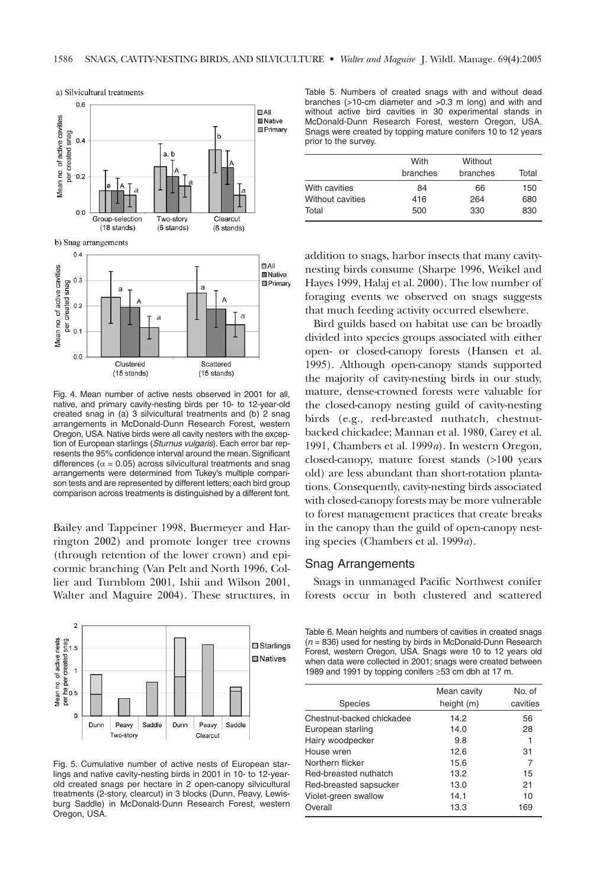Fig. 4. Mean number of active nests observed in 2001 for all, native, and primary cavity-nesting birds per 10- to 12-year-old created snag in (a) 3 silvicultural treatments and (b) 2 snag arrangements in McDonald-Dunn Research Forest, western Oregon, USA. Native birds were all cavity nesters with the exception of European starlings (*Sturnus vulgaris*). Each error bar represents the 95% confidence interval around the mean. Significant differences ($\alpha = 0.05$) across silvicultural treatments and snag arrangements were determined from Tukey's multiple comparison tests and are represented by different letters; each bird group comparison across treatments is distinguished by a different font.

Bailey and Tappeiner 1998, Buermeyer and Harrington 2002) and promote longer tree crowns (through retention of the lower crown) and epicormic branching (Van Pelt and North 1996, Collier and Turnblom 2001, Ishii and Wilson 2001, Walter and Maguire 2004). These structures, in addition to snags, harbor insects that many cavity-nesting birds consume (Sharpe 1996, Weikel and Hayes 1999, Halaj et al. 2000). The low number of foraging events we observed on snags suggests that much feeding activity occurred elsewhere.

Fig. 5. Cumulative number of active nests of European starlings and native cavity-nesting birds in 2001 in 10- to 12-year-old created snags per hectare in 2 open-canopy silvicultural treatments (2-story, clearcut) in 3 blocks (Dunn, Peavy, Lewisburg Saddle) in McDonald-Dunn Research Forest, western Oregon, USA.

Table 5. Numbers of created snags with and without dead branches (>10-cm diameter and >0.3 m long) and with and without active bird cavities in 30 experimental stands in McDonald-Dunn Research Forest, western Oregon, USA. Snags were created by topping mature conifers 10 to 12 years prior to the survey.

| | With branches | Without branches | Total |
|---|---|---|---|
| With cavities | 84 | 66 | 150 |
| Without cavities | 416 | 264 | 680 |
| Total | 500 | 330 | 830 |

Bird guilds based on habitat use can be broadly divided into species groups associated with either open- or closed-canopy forests (Hansen et al. 1995). Although open-canopy stands supported the majority of cavity-nesting birds in our study, mature, dense-crowned forests were valuable for the closed-canopy nesting guild of cavity-nesting birds (e.g., red-breasted nuthatch, chestnut-backed chickadee; Mannan et al. 1980, Carey et al. 1991, Chambers et al. 1999*a*). In western Oregon, closed-canopy, mature forest stands (>100 years old) are less abundant than short-rotation plantations. Consequently, cavity-nesting birds associated with closed-canopy forests may be more vulnerable to forest management practices that create breaks in the canopy than the guild of open-canopy nesting species (Chambers et al. 1999*a*).

## Snag Arrangements

Snags in unmanaged Pacific Northwest conifer forests occur in both clustered and scattered

Table 6. Mean heights and numbers of cavities in created snags ($n = 836$) used for nesting by birds in McDonald-Dunn Research Forest, western Oregon, USA. Snags were 10 to 12 years old when data were collected in 2001; snags were created between 1989 and 1991 by topping conifers ≥53 cm dbh at 17 m.

| Species | Mean cavity height (m) | No. of cavities |
|---|---|---|
| Chestnut-backed chickadee | 14.2 | 56 |
| European starling | 14.0 | 28 |
| Hairy woodpecker | 9.8 | 1 |
| House wren | 12.6 | 31 |
| Northern flicker | 15.6 | 7 |
| Red-breasted nuthatch | 13.2 | 15 |
| Red-breasted sapsucker | 13.0 | 21 |
| Violet-green swallow | 14.1 | 10 |
| Overall | 13.3 | 169 |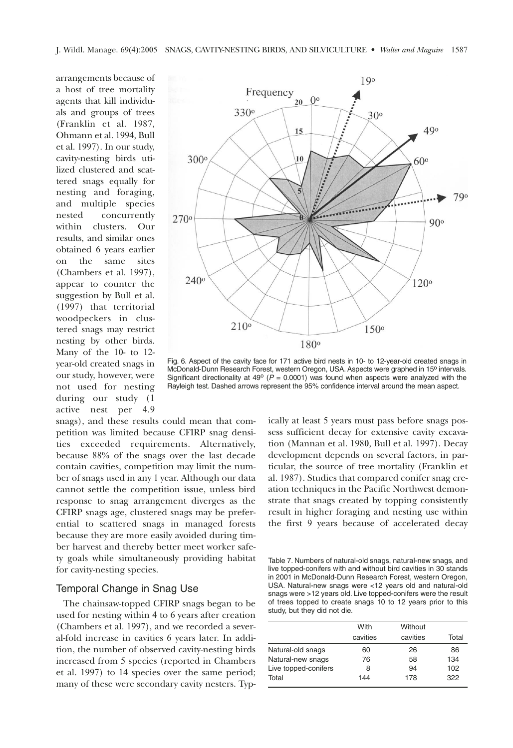arrangements because of a host of tree mortality agents that kill individuals and groups of trees (Franklin et al. 1987, Ohmann et al. 1994, Bull et al. 1997). In our study, cavity-nesting birds utilized clustered and scattered snags equally for nesting and foraging, and multiple species nested concurrently within clusters. Our results, and similar ones obtained 6 years earlier on the same sites (Chambers et al. 1997), appear to counter the suggestion by Bull et al. (1997) that territorial woodpeckers in clustered snags may restrict nesting by other birds. Many of the 10- to 12-year-old created snags in our study, however, were not used for nesting during our study (1 active nest per 4.9 snags), and these results could mean that competition was limited because CFIRP snag densities exceeded requirements. Alternatively, because 88% of the snags over the last decade contain cavities, competition may limit the number of snags used in any 1 year. Although our data cannot settle the competition issue, unless bird response to snag arrangement diverges as the CFIRP snags age, clustered snags may be preferential to scattered snags in managed forests because they are more easily avoided during timber harvest and thereby better meet worker safety goals while simultaneously providing habitat for cavity-nesting species.

Fig. 6. Aspect of the cavity face for 171 active bird nests in 10- to 12-year-old created snags in McDonald-Dunn Research Forest, western Oregon, USA. Aspects were graphed in 15º intervals. Significant directionality at 49º ($P$ = 0.0001) was found when aspects were analyzed with the Rayleigh test. Dashed arrows represent the 95% confidence interval around the mean aspect.

## Temporal Change in Snag Use

The chainsaw-topped CFIRP snags began to be used for nesting within 4 to 6 years after creation (Chambers et al. 1997), and we recorded a several-fold increase in cavities 6 years later. In addition, the number of observed cavity-nesting birds increased from 5 species (reported in Chambers et al. 1997) to 14 species over the same period; many of these were secondary cavity nesters. Typically at least 5 years must pass before snags possess sufficient decay for extensive cavity excavation (Mannan et al. 1980, Bull et al. 1997). Decay development depends on several factors, in particular, the source of tree mortality (Franklin et al. 1987). Studies that compared conifer snag creation techniques in the Pacific Northwest demonstrate that snags created by topping consistently result in higher foraging and nesting use within the first 9 years because of accelerated decay

Table 7. Numbers of natural-old snags, natural-new snags, and live topped-conifers with and without bird cavities in 30 stands in 2001 in McDonald-Dunn Research Forest, western Oregon, USA. Natural-new snags were <12 years old and natural-old snags were >12 years old. Live topped-conifers were the result of trees topped to create snags 10 to 12 years prior to this study, but they did not die.

| | With cavities | Without cavities | Total |
|---|---|---|---|
| Natural-old snags | 60 | 26 | 86 |
| Natural-new snags | 76 | 58 | 134 |
| Live topped-conifers | 8 | 94 | 102 |
| Total | 144 | 178 | 322 |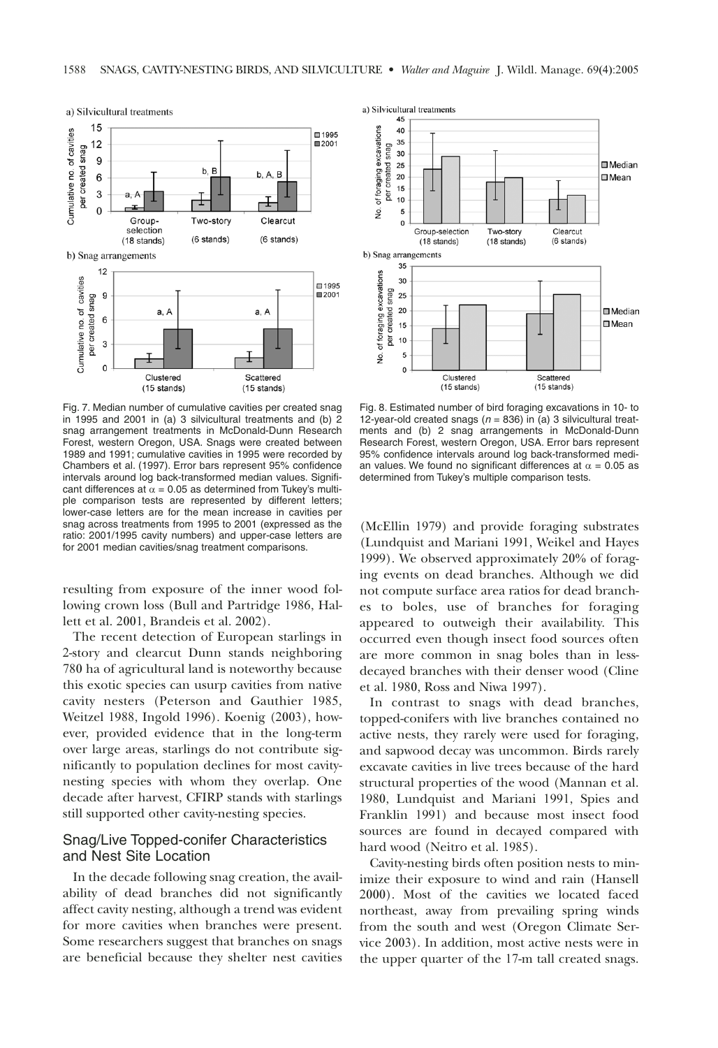Fig. 7. Median number of cumulative cavities per created snag in 1995 and 2001 in (a) 3 silvicultural treatments and (b) 2 snag arrangement treatments in McDonald-Dunn Research Forest, western Oregon, USA. Snags were created between 1989 and 1991; cumulative cavities in 1995 were recorded by Chambers et al. (1997). Error bars represent 95% confidence intervals around log back-transformed median values. Significant differences at $\alpha = 0.05$ as determined from Tukey's multiple comparison tests are represented by different letters; lower-case letters are for the mean increase in cavities per snag across treatments from 1995 to 2001 (expressed as the ratio: 2001/1995 cavity numbers) and upper-case letters are for 2001 median cavities/snag treatment comparisons.

Fig. 8. Estimated number of bird foraging excavations in 10- to 12-year-old created snags ($n = 836$) in (a) 3 silvicultural treatments and (b) 2 snag arrangements in McDonald-Dunn Research Forest, western Oregon, USA. Error bars represent 95% confidence intervals around log back-transformed median values. We found no significant differences at $\alpha = 0.05$ as determined from Tukey's multiple comparison tests.

resulting from exposure of the inner wood following crown loss (Bull and Partridge 1986, Hallett et al. 2001, Brandeis et al. 2002).

The recent detection of European starlings in 2-story and clearcut Dunn stands neighboring 780 ha of agricultural land is noteworthy because this exotic species can usurp cavities from native cavity nesters (Peterson and Gauthier 1985, Weitzel 1988, Ingold 1996). Koenig (2003), however, provided evidence that in the long-term over large areas, starlings do not contribute significantly to population declines for most cavity-nesting species with whom they overlap. One decade after harvest, CFIRP stands with starlings still supported other cavity-nesting species.

## Snag/Live Topped-conifer Characteristics and Nest Site Location

In the decade following snag creation, the availability of dead branches did not significantly affect cavity nesting, although a trend was evident for more cavities when branches were present. Some researchers suggest that branches on snags are beneficial because they shelter nest cavities (McEllin 1979) and provide foraging substrates (Lundquist and Mariani 1991, Weikel and Hayes 1999). We observed approximately 20% of foraging events on dead branches. Although we did not compute surface area ratios for dead branches to boles, use of branches for foraging appeared to outweigh their availability. This occurred even though insect food sources often are more common in snag boles than in less-decayed branches with their denser wood (Cline et al. 1980, Ross and Niwa 1997).

In contrast to snags with dead branches, topped-conifers with live branches contained no active nests, they rarely were used for foraging, and sapwood decay was uncommon. Birds rarely excavate cavities in live trees because of the hard structural properties of the wood (Mannan et al. 1980, Lundquist and Mariani 1991, Spies and Franklin 1991) and because most insect food sources are found in decayed compared with hard wood (Neitro et al. 1985).

Cavity-nesting birds often position nests to minimize their exposure to wind and rain (Hansell 2000). Most of the cavities we located faced northeast, away from prevailing spring winds from the south and west (Oregon Climate Service 2003). In addition, most active nests were in the upper quarter of the 17-m tall created snags.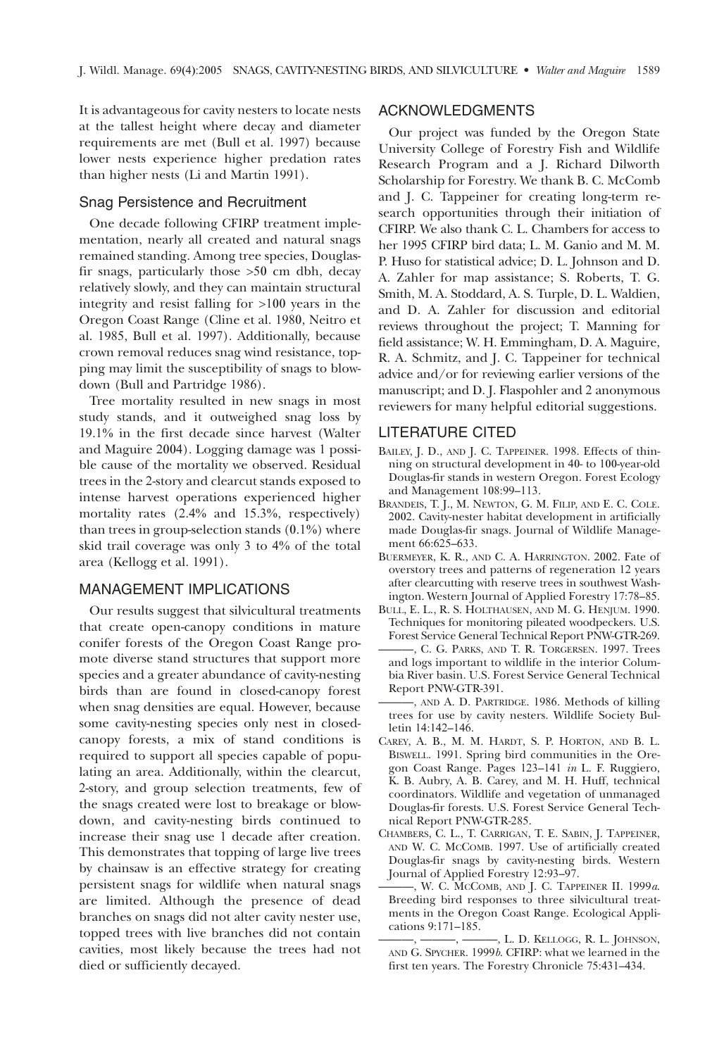It is advantageous for cavity nesters to locate nests at the tallest height where decay and diameter requirements are met (Bull et al. 1997) because lower nests experience higher predation rates than higher nests (Li and Martin 1991).

### Snag Persistence and Recruitment

One decade following CFIRP treatment implementation, nearly all created and natural snags remained standing. Among tree species, Douglas-fir snags, particularly those >50 cm dbh, decay relatively slowly, and they can maintain structural integrity and resist falling for >100 years in the Oregon Coast Range (Cline et al. 1980, Neitro et al. 1985, Bull et al. 1997). Additionally, because crown removal reduces snag wind resistance, topping may limit the susceptibility of snags to blowdown (Bull and Partridge 1986).

Tree mortality resulted in new snags in most study stands, and it outweighed snag loss by 19.1% in the first decade since harvest (Walter and Maguire 2004). Logging damage was 1 possible cause of the mortality we observed. Residual trees in the 2-story and clearcut stands exposed to intense harvest operations experienced higher mortality rates (2.4% and 15.3%, respectively) than trees in group-selection stands (0.1%) where skid trail coverage was only 3 to 4% of the total area (Kellogg et al. 1991).

## MANAGEMENT IMPLICATIONS

Our results suggest that silvicultural treatments that create open-canopy conditions in mature conifer forests of the Oregon Coast Range promote diverse stand structures that support more species and a greater abundance of cavity-nesting birds than are found in closed-canopy forest when snag densities are equal. However, because some cavity-nesting species only nest in closed-canopy forests, a mix of stand conditions is required to support all species capable of populating an area. Additionally, within the clearcut, 2-story, and group selection treatments, few of the snags created were lost to breakage or blowdown, and cavity-nesting birds continued to increase their snag use 1 decade after creation. This demonstrates that topping of large live trees by chainsaw is an effective strategy for creating persistent snags for wildlife when natural snags are limited. Although the presence of dead branches on snags did not alter cavity nester use, topped trees with live branches did not contain cavities, most likely because the trees had not died or sufficiently decayed.

## ACKNOWLEDGMENTS

Our project was funded by the Oregon State University College of Forestry Fish and Wildlife Research Program and a J. Richard Dilworth Scholarship for Forestry. We thank B. C. McComb and J. C. Tappeiner for creating long-term research opportunities through their initiation of CFIRP. We also thank C. L. Chambers for access to her 1995 CFIRP bird data; L. M. Ganio and M. M. P. Huso for statistical advice; D. L. Johnson and D. A. Zahler for map assistance; S. Roberts, T. G. Smith, M. A. Stoddard, A. S. Turple, D. L. Waldien, and D. A. Zahler for discussion and editorial reviews throughout the project; T. Manning for field assistance; W. H. Emmingham, D. A. Maguire, R. A. Schmitz, and J. C. Tappeiner for technical advice and/or for reviewing earlier versions of the manuscript; and D. J. Flaspohler and 2 anonymous reviewers for many helpful editorial suggestions.

## LITERATURE CITED

BAILEY, J. D., AND J. C. TAPPEINER. 1998. Effects of thinning on structural development in 40- to 100-year-old Douglas-fir stands in western Oregon. Forest Ecology and Management 108:99–113.

BRANDEIS, T. J., M. NEWTON, G. M. FILIP, AND E. C. COLE. 2002. Cavity-nester habitat development in artificially made Douglas-fir snags. Journal of Wildlife Management 66:625–633.

BUERMEYER, K. R., AND C. A. HARRINGTON. 2002. Fate of overstory trees and patterns of regeneration 12 years after clearcutting with reserve trees in southwest Washington. Western Journal of Applied Forestry 17:78–85.

BULL, E. L., R. S. HOLTHAUSEN, AND M. G. HENJUM. 1990. Techniques for monitoring pileated woodpeckers. U.S. Forest Service General Technical Report PNW-GTR-269.

———, C. G. PARKS, AND T. R. TORGERSEN. 1997. Trees and logs important to wildlife in the interior Columbia River basin. U.S. Forest Service General Technical Report PNW-GTR-391.

———, AND A. D. PARTRIDGE. 1986. Methods of killing trees for use by cavity nesters. Wildlife Society Bulletin 14:142–146.

CAREY, A. B., M. M. HARDT, S. P. HORTON, AND B. L. BISWELL. 1991. Spring bird communities in the Oregon Coast Range. Pages 123–141 *in* L. F. Ruggiero, K. B. Aubry, A. B. Carey, and M. H. Huff, technical coordinators. Wildlife and vegetation of unmanaged Douglas-fir forests. U.S. Forest Service General Technical Report PNW-GTR-285.

CHAMBERS, C. L., T. CARRIGAN, T. E. SABIN, J. TAPPEINER, AND W. C. MCCOMB. 1997. Use of artificially created Douglas-fir snags by cavity-nesting birds. Western Journal of Applied Forestry 12:93–97.

———, W. C. MCCOMB, AND J. C. TAPPEINER II. 1999*a*. Breeding bird responses to three silvicultural treatments in the Oregon Coast Range. Ecological Applications 9:171–185.

———, ———, ———, L. D. KELLOGG, R. L. JOHNSON, AND G. SPYCHER. 1999*b*. CFIRP: what we learned in the first ten years. The Forestry Chronicle 75:431–434.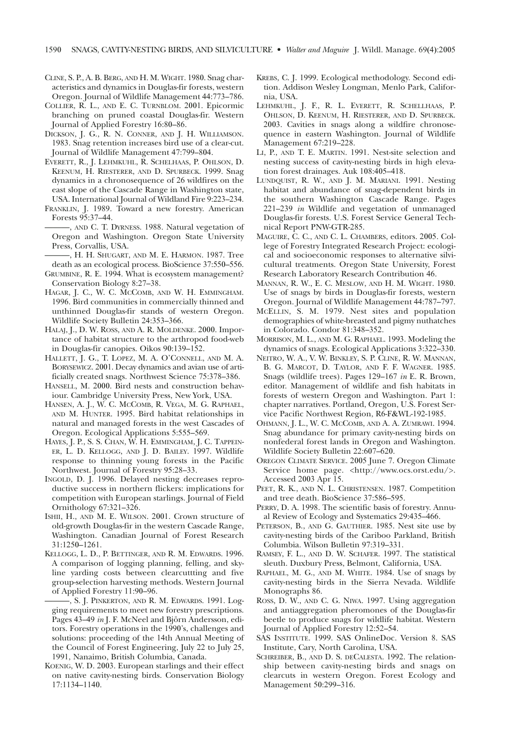CLINE, S. P., A. B. BERG, AND H. M. WIGHT. 1980. Snag characteristics and dynamics in Douglas-fir forests, western Oregon. Journal of Wildlife Management 44:773–786.

COLLIER, R. L., AND E. C. TURNBLOM. 2001. Epicormic branching on pruned coastal Douglas-fir. Western Journal of Applied Forestry 16:80–86.

DICKSON, J. G., R. N. CONNER, AND J. H. WILLIAMSON. 1983. Snag retention increases bird use of a clear-cut. Journal of Wildlife Management 47:799–804.

EVERETT, R., J. LEHMKUHL, R. SCHELHAAS, P. OHLSON, D. KEENUM, H. RIESTERER, AND D. SPURBECK. 1999. Snag dynamics in a chronosequence of 26 wildfires on the east slope of the Cascade Range in Washington state, USA. International Journal of Wildland Fire 9:223–234.

FRANKLIN, J. 1989. Toward a new forestry. American Forests 95:37–44.

———, AND C. T. DYRNESS. 1988. Natural vegetation of Oregon and Washington. Oregon State University Press, Corvallis, USA.

———, H. H. SHUGART, AND M. E. HARMON. 1987. Tree death as an ecological process. BioScience 37:550–556.

GRUMBINE, R. E. 1994. What is ecosystem management? Conservation Biology 8:27–38.

HAGAR, J. C., W. C. MCCOMB, AND W. H. EMMINGHAM. 1996. Bird communities in commercially thinned and unthinned Douglas-fir stands of western Oregon. Wildlife Society Bulletin 24:353–366.

HALAJ, J., D. W. ROSS, AND A. R. MOLDENKE. 2000. Importance of habitat structure to the arthropod food-web in Douglas-fir canopies. Oikos 90:139–152.

HALLETT, J. G., T. LOPEZ, M. A. O'CONNELL, AND M. A. BORYSEWICZ. 2001. Decay dynamics and avian use of artificially created snags. Northwest Science 75:378–386.

HANSELL, M. 2000. Bird nests and construction behaviour. Cambridge University Press, New York, USA.

HANSEN, A. J., W. C. MCCOMB, R. VEGA, M. G. RAPHAEL, AND M. HUNTER. 1995. Bird habitat relationships in natural and managed forests in the west Cascades of Oregon. Ecological Applications 5:555–569.

HAYES, J. P., S. S. CHAN, W. H. EMMINGHAM, J. C. TAPPEINER, L. D. KELLOGG, AND J. D. BAILEY. 1997. Wildlife response to thinning young forests in the Pacific Northwest. Journal of Forestry 95:28–33.

INGOLD, D. J. 1996. Delayed nesting decreases reproductive success in northern flickers: implications for competition with European starlings. Journal of Field Ornithology 67:321–326.

ISHII, H., AND M. E. WILSON. 2001. Crown structure of old-growth Douglas-fir in the western Cascade Range, Washington. Canadian Journal of Forest Research 31:1250–1261.

KELLOGG, L. D., P. BETTINGER, AND R. M. EDWARDS. 1996. A comparison of logging planning, felling, and skyline yarding costs between clearcuttting and five group-selection harvesting methods. Western Journal of Applied Forestry 11:90–96.

———, S. J. PINKERTON, AND R. M. EDWARDS. 1991. Logging requirements to meet new forestry prescriptions. Pages 43–49 *in* J. F. McNeel and Björn Andersson, editors. Forestry operations in the 1990's, challenges and solutions: proceeding of the 14th Annual Meeting of the Council of Forest Engineering, July 22 to July 25, 1991, Nanaimo, British Columbia, Canada.

KOENIG, W. D. 2003. European starlings and their effect on native cavity-nesting birds. Conservation Biology 17:1134–1140.

KREBS, C. J. 1999. Ecological methodology. Second edition. Addison Wesley Longman, Menlo Park, California, USA.

LEHMKUHL, J. F., R. L. EVERETT, R. SCHELLHAAS, P. OHLSON, D. KEENUM, H. RIESTERER, AND D. SPURBECK. 2003. Cavities in snags along a wildfire chronosequence in eastern Washington. Journal of Wildlife Management 67:219–228.

LI, P., AND T. E. MARTIN. 1991. Nest-site selection and nesting success of cavity-nesting birds in high elevation forest drainages. Auk 108:405–418.

LUNDQUIST, R. W., AND J. M. MARIANI. 1991. Nesting habitat and abundance of snag-dependent birds in the southern Washington Cascade Range. Pages 221–239 *in* Wildlife and vegetation of unmanaged Douglas-fir forests. U.S. Forest Service General Technical Report PNW-GTR-285.

MAGUIRE, C. C., AND C. L. CHAMBERS, editors. 2005. College of Forestry Integrated Research Project: ecological and socioeconomic responses to alternative silvicultural treatments. Oregon State University, Forest Research Laboratory Research Contribution 46.

MANNAN, R. W., E. C. MESLOW, AND H. M. WIGHT. 1980. Use of snags by birds in Douglas-fir forests, western Oregon. Journal of Wildlife Management 44:787–797.

MCELLIN, S. M. 1979. Nest sites and population demographies of white-breasted and pigmy nuthatches in Colorado. Condor 81:348–352.

MORRISON, M. L., AND M. G. RAPHAEL. 1993. Modeling the dynamics of snags. Ecological Applications 3:322–330.

NEITRO, W. A., V. W. BINKLEY, S. P. CLINE, R. W. MANNAN, B. G. MARCOT, D. TAYLOR, AND F. F. WAGNER. 1985. Snags (wildlife trees). Pages 129–167 *in* E. R. Brown, editor. Management of wildlife and fish habitats in forests of western Oregon and Washington. Part 1: chapter narratives. Portland, Oregon, U.S. Forest Service Pacific Northwest Region, R6-F&WL-192-1985.

OHMANN, J. L., W. C. MCCOMB, AND A. A. ZUMRAWI. 1994. Snag abundance for primary cavity-nesting birds on nonfederal forest lands in Oregon and Washington. Wildlife Society Bulletin 22:607–620.

OREGON CLIMATE SERVICE. 2005 June 7. Oregon Climate Service home page. <http://www.ocs.orst.edu/>. Accessed 2003 Apr 15.

PEET, R. K., AND N. L. CHRISTENSEN. 1987. Competition and tree death. BioScience 37:586–595.

PERRY, D. A. 1998. The scientific basis of forestry. Annual Review of Ecology and Systematics 29:435–466.

PETERSON, B., AND G. GAUTHIER. 1985. Nest site use by cavity-nesting birds of the Cariboo Parkland, British Columbia. Wilson Bulletin 97:319–331.

RAMSEY, F. L., AND D. W. SCHAFER. 1997. The statistical sleuth. Duxbury Press, Belmont, California, USA.

RAPHAEL, M. G., AND M. WHITE. 1984. Use of snags by cavity-nesting birds in the Sierra Nevada. Wildlife Monographs 86.

ROSS, D. W., AND C. G. NIWA. 1997. Using aggregation and antiaggregation pheromones of the Douglas-fir beetle to produce snags for wildlife habitat. Western Journal of Applied Forestry 12:52–54.

SAS INSTITUTE. 1999. SAS OnlineDoc. Version 8. SAS Institute, Cary, North Carolina, USA.

SCHREIBER, B., AND D. S. DECALESTA. 1992. The relationship between cavity-nesting birds and snags on clearcuts in western Oregon. Forest Ecology and Management 50:299–316.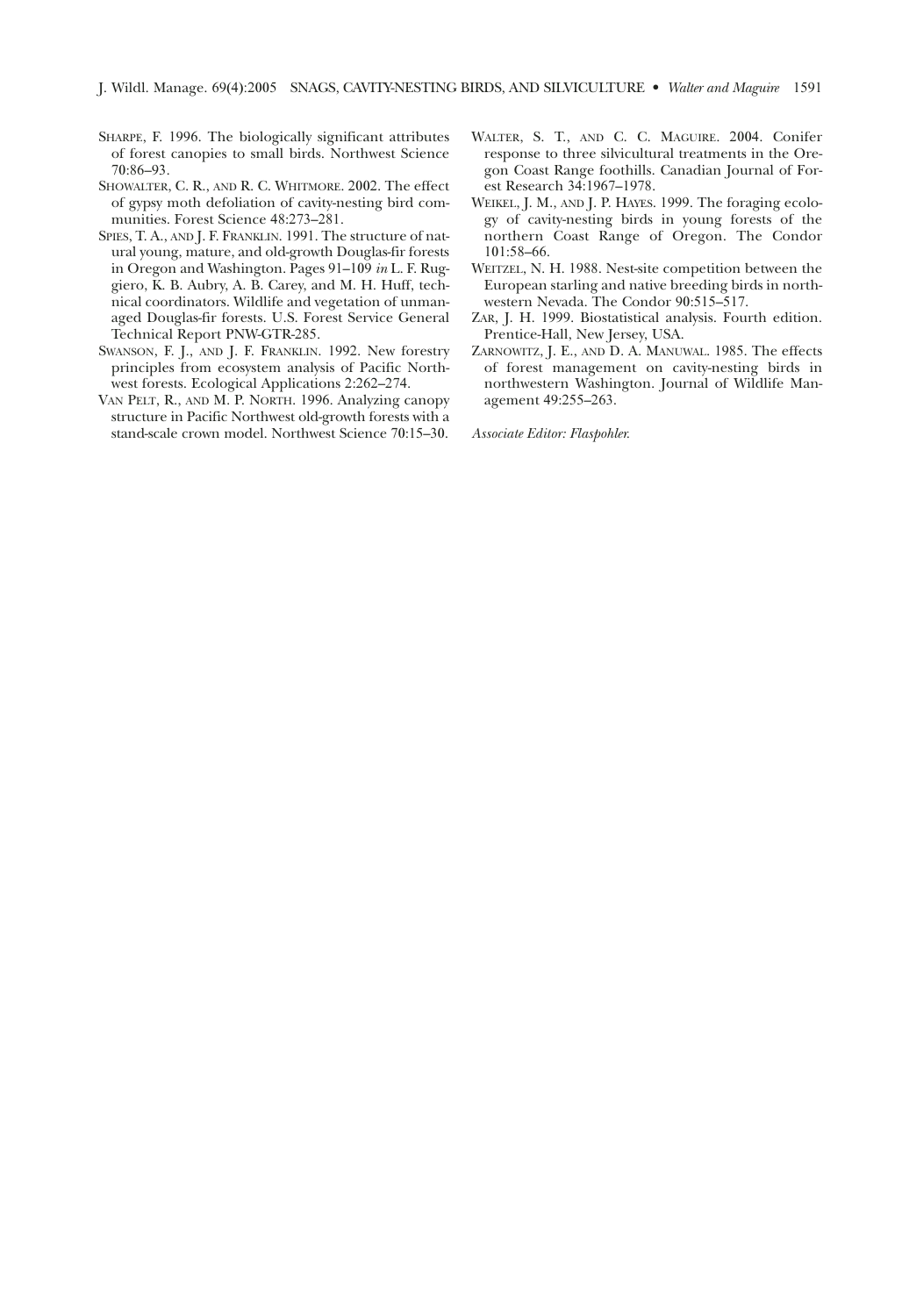SHARPE, F. 1996. The biologically significant attributes of forest canopies to small birds. Northwest Science 70:86–93.

SHOWALTER, C. R., AND R. C. WHITMORE. 2002. The effect of gypsy moth defoliation of cavity-nesting bird communities. Forest Science 48:273–281.

SPIES, T. A., AND J. F. FRANKLIN. 1991. The structure of natural young, mature, and old-growth Douglas-fir forests in Oregon and Washington. Pages 91–109 *in* L. F. Ruggiero, K. B. Aubry, A. B. Carey, and M. H. Huff, technical coordinators. Wildlife and vegetation of unmanaged Douglas-fir forests. U.S. Forest Service General Technical Report PNW-GTR-285.

SWANSON, F. J., AND J. F. FRANKLIN. 1992. New forestry principles from ecosystem analysis of Pacific Northwest forests. Ecological Applications 2:262–274.

VAN PELT, R., AND M. P. NORTH. 1996. Analyzing canopy structure in Pacific Northwest old-growth forests with a stand-scale crown model. Northwest Science 70:15–30.

WALTER, S. T., AND C. C. MAGUIRE. 2004. Conifer response to three silvicultural treatments in the Oregon Coast Range foothills. Canadian Journal of Forest Research 34:1967–1978.

WEIKEL, J. M., AND J. P. HAYES. 1999. The foraging ecology of cavity-nesting birds in young forests of the northern Coast Range of Oregon. The Condor 101:58–66.

WEITZEL, N. H. 1988. Nest-site competition between the European starling and native breeding birds in northwestern Nevada. The Condor 90:515–517.

ZAR, J. H. 1999. Biostatistical analysis. Fourth edition. Prentice-Hall, New Jersey, USA.

ZARNOWITZ, J. E., AND D. A. MANUWAL. 1985. The effects of forest management on cavity-nesting birds in northwestern Washington. Journal of Wildlife Management 49:255–263.

*Associate Editor: Flaspohler.*